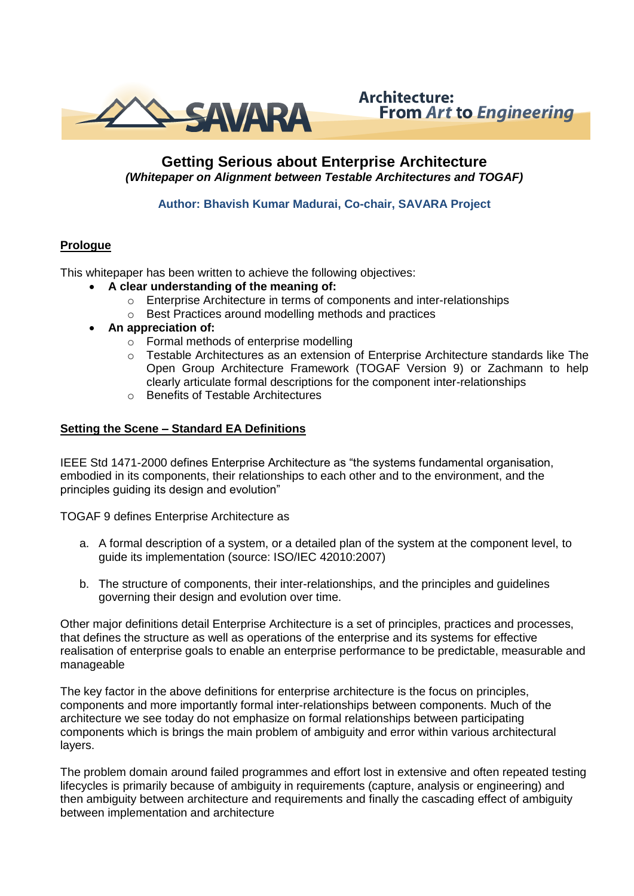SAVARA

Architecture: From *Art* to *Engineering*

# Getting Serious about Enterprise Architecture

***(Whitepaper on Alignment between Testable Architectures and TOGAF)***

**Author: Bhavish Kumar Madurai, Co-chair, SAVARA Project**

## Prologue

This whitepaper has been written to achieve the following objectives:

- **A clear understanding of the meaning of:**
  - Enterprise Architecture in terms of components and inter-relationships
  - Best Practices around modelling methods and practices
- **An appreciation of:**
  - Formal methods of enterprise modelling
  - Testable Architectures as an extension of Enterprise Architecture standards like The Open Group Architecture Framework (TOGAF Version 9) or Zachmann to help clearly articulate formal descriptions for the component inter-relationships
  - Benefits of Testable Architectures

## Setting the Scene – Standard EA Definitions

IEEE Std 1471-2000 defines Enterprise Architecture as "the systems fundamental organisation, embodied in its components, their relationships to each other and to the environment, and the principles guiding its design and evolution"

TOGAF 9 defines Enterprise Architecture as

a. A formal description of a system, or a detailed plan of the system at the component level, to guide its implementation (source: ISO/IEC 42010:2007)

b. The structure of components, their inter-relationships, and the principles and guidelines governing their design and evolution over time.

Other major definitions detail Enterprise Architecture is a set of principles, practices and processes, that defines the structure as well as operations of the enterprise and its systems for effective realisation of enterprise goals to enable an enterprise performance to be predictable, measurable and manageable

The key factor in the above definitions for enterprise architecture is the focus on principles, components and more importantly formal inter-relationships between components. Much of the architecture we see today do not emphasize on formal relationships between participating components which is brings the main problem of ambiguity and error within various architectural layers.

The problem domain around failed programmes and effort lost in extensive and often repeated testing lifecycles is primarily because of ambiguity in requirements (capture, analysis or engineering) and then ambiguity between architecture and requirements and finally the cascading effect of ambiguity between implementation and architecture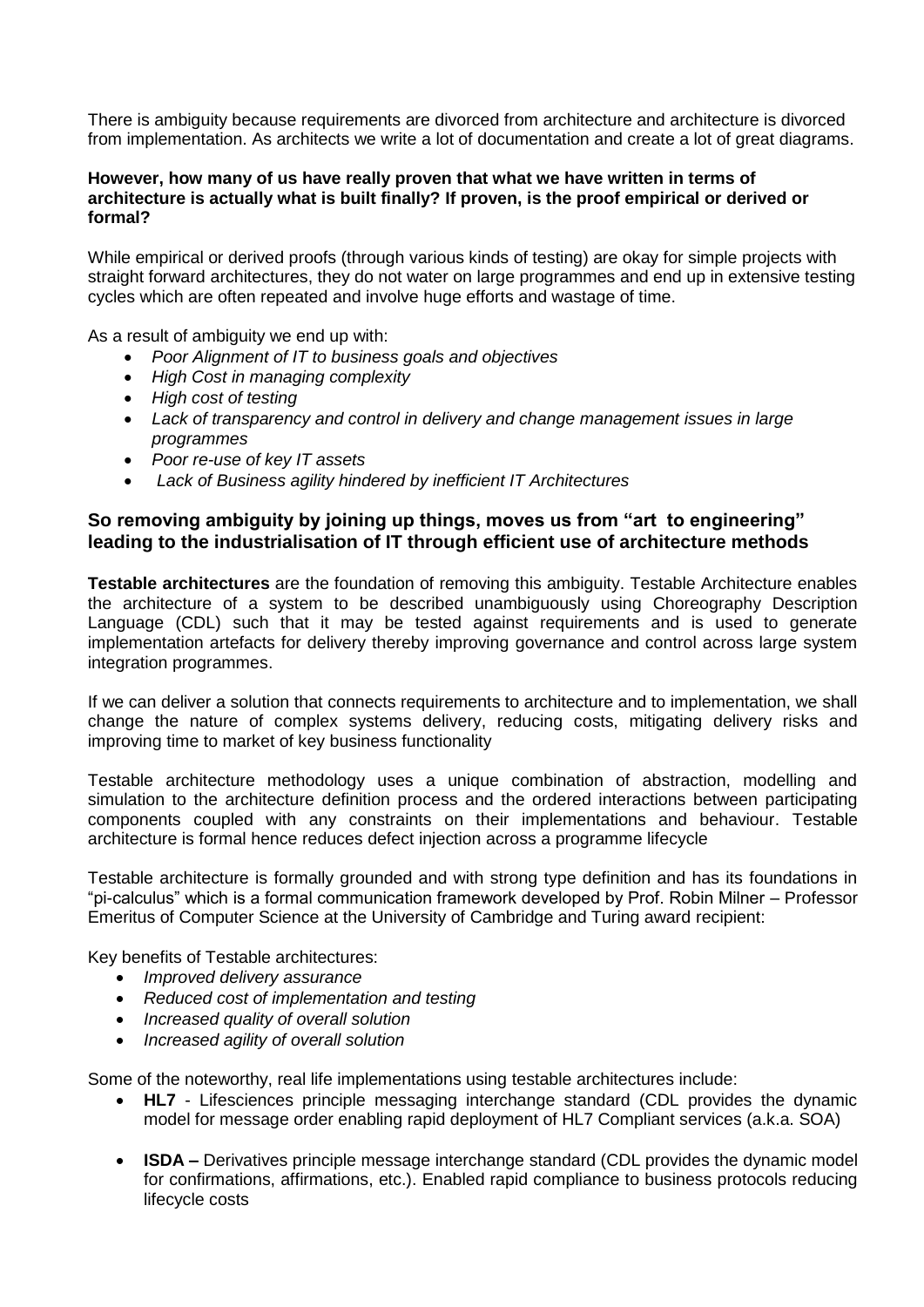There is ambiguity because requirements are divorced from architecture and architecture is divorced from implementation. As architects we write a lot of documentation and create a lot of great diagrams.

**However, how many of us have really proven that what we have written in terms of architecture is actually what is built finally? If proven, is the proof empirical or derived or formal?**

While empirical or derived proofs (through various kinds of testing) are okay for simple projects with straight forward architectures, they do not water on large programmes and end up in extensive testing cycles which are often repeated and involve huge efforts and wastage of time.

As a result of ambiguity we end up with:

- *Poor Alignment of IT to business goals and objectives*
- *High Cost in managing complexity*
- *High cost of testing*
- *Lack of transparency and control in delivery and change management issues in large programmes*
- *Poor re-use of key IT assets*
- *Lack of Business agility hindered by inefficient IT Architectures*

### So removing ambiguity by joining up things, moves us from "art to engineering" leading to the industrialisation of IT through efficient use of architecture methods

**Testable architectures** are the foundation of removing this ambiguity. Testable Architecture enables the architecture of a system to be described unambiguously using Choreography Description Language (CDL) such that it may be tested against requirements and is used to generate implementation artefacts for delivery thereby improving governance and control across large system integration programmes.

If we can deliver a solution that connects requirements to architecture and to implementation, we shall change the nature of complex systems delivery, reducing costs, mitigating delivery risks and improving time to market of key business functionality

Testable architecture methodology uses a unique combination of abstraction, modelling and simulation to the architecture definition process and the ordered interactions between participating components coupled with any constraints on their implementations and behaviour. Testable architecture is formal hence reduces defect injection across a programme lifecycle

Testable architecture is formally grounded and with strong type definition and has its foundations in "pi-calculus" which is a formal communication framework developed by Prof. Robin Milner – Professor Emeritus of Computer Science at the University of Cambridge and Turing award recipient:

Key benefits of Testable architectures:

- *Improved delivery assurance*
- *Reduced cost of implementation and testing*
- *Increased quality of overall solution*
- *Increased agility of overall solution*

Some of the noteworthy, real life implementations using testable architectures include:

- **HL7** - Lifesciences principle messaging interchange standard (CDL provides the dynamic model for message order enabling rapid deployment of HL7 Compliant services (a.k.a. SOA)
- **ISDA –** Derivatives principle message interchange standard (CDL provides the dynamic model for confirmations, affirmations, etc.). Enabled rapid compliance to business protocols reducing lifecycle costs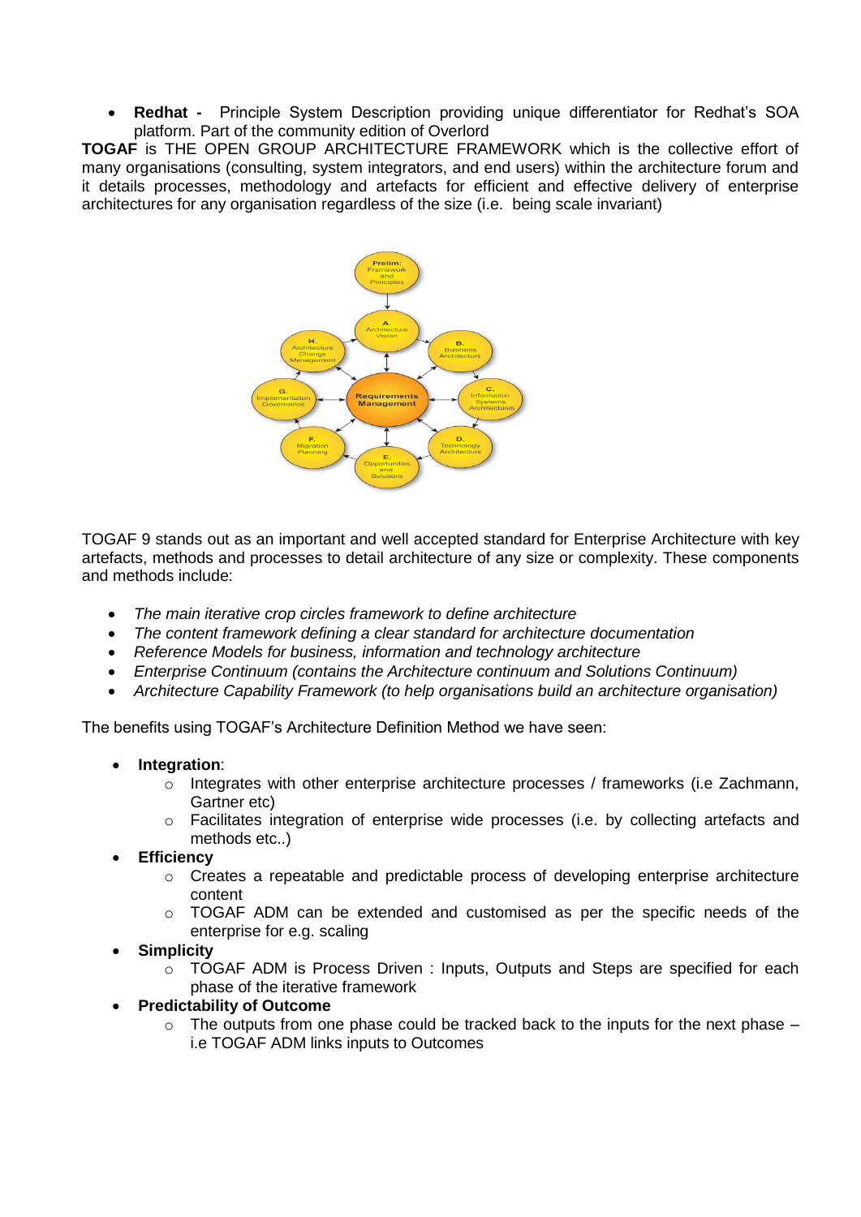- **Redhat -** Principle System Description providing unique differentiator for Redhat's SOA platform. Part of the community edition of Overlord

**TOGAF** is THE OPEN GROUP ARCHITECTURE FRAMEWORK which is the collective effort of many organisations (consulting, system integrators, and end users) within the architecture forum and it details processes, methodology and artefacts for efficient and effective delivery of enterprise architectures for any organisation regardless of the size (i.e. being scale invariant)

TOGAF 9 stands out as an important and well accepted standard for Enterprise Architecture with key artefacts, methods and processes to detail architecture of any size or complexity. These components and methods include:

- *The main iterative crop circles framework to define architecture*
- *The content framework defining a clear standard for architecture documentation*
- *Reference Models for business, information and technology architecture*
- *Enterprise Continuum (contains the Architecture continuum and Solutions Continuum)*
- *Architecture Capability Framework (to help organisations build an architecture organisation)*

The benefits using TOGAF's Architecture Definition Method we have seen:

- **Integration**:
  - Integrates with other enterprise architecture processes / frameworks (i.e Zachmann, Gartner etc)
  - Facilitates integration of enterprise wide processes (i.e. by collecting artefacts and methods etc..)
- **Efficiency**
  - Creates a repeatable and predictable process of developing enterprise architecture content
  - TOGAF ADM can be extended and customised as per the specific needs of the enterprise for e.g. scaling
- **Simplicity**
  - TOGAF ADM is Process Driven : Inputs, Outputs and Steps are specified for each phase of the iterative framework
- **Predictability of Outcome**
  - The outputs from one phase could be tracked back to the inputs for the next phase – i.e TOGAF ADM links inputs to Outcomes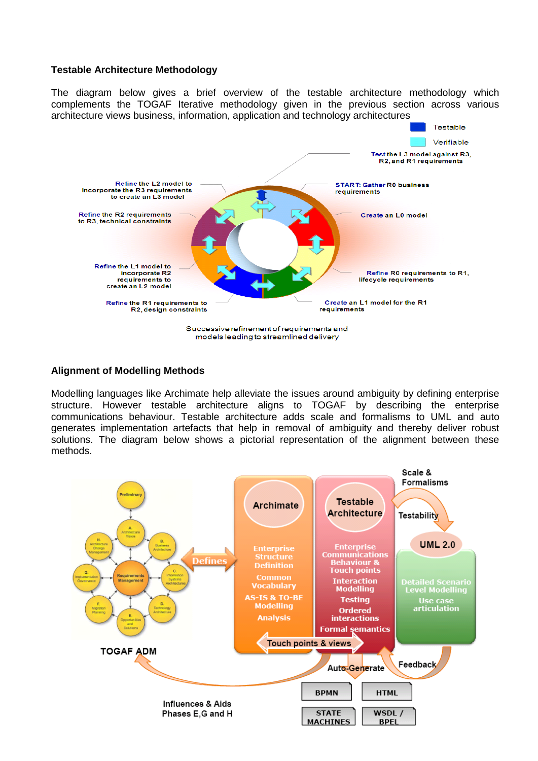### Testable Architecture Methodology

The diagram below gives a brief overview of the testable architecture methodology which complements the TOGAF Iterative methodology given in the previous section across various architecture views business, information, application and technology architectures

Testable

Verifiable

Test the L3 model against R3, R2, and R1 requirements

START: Gather R0 business requirements

Create an L0 model

Refine R0 requirements to R1, lifecycle requirements

Create an L1 model for the R1 requirements

Refine the R1 requirements to R2, design constraints

Refine the L1 model to incorporate R2 requirements to create an L2 model

Refine the R2 requirements to R3, technical constraints

Refine the L2 model to incorporate the R3 requirements to create an L3 model

Successive refinement of requirements and models leading to streamlined delivery

### Alignment of Modelling Methods

Modelling languages like Archimate help alleviate the issues around ambiguity by defining enterprise structure. However testable architecture aligns to TOGAF by describing the enterprise communications behaviour. Testable architecture adds scale and formalisms to UML and auto generates implementation artefacts that help in removal of ambiguity and thereby deliver robust solutions. The diagram below shows a pictorial representation of the alignment between these methods.

Preliminary

A. Architecture Vision

B. Business Architecture

C. Information Systems Architectures

D. Technology Architecture

E. Opportunities and Solutions

F. Migration Planning

G. Implementation Governance

H. Architecture Change Management

Requirements Management

TOGAF ADM

Defines

Archimate

Enterprise Structure Definition

Common Vocabulary

AS-IS & TO-BE Modelling

Analysis

Testable Architecture

Enterprise Communications Behaviour & Touch points

Interaction Modelling

Testing

Ordered interactions

Formal semantics

Touch points & views

Scale & Formalisms

Testability

UML 2.0

Detailed Scenario Level Modelling

Use case articulation

Feedback

Auto-Generate

BPMN

HTML

STATE MACHINES

WSDL / BPEL

Influences & Aids Phases E,G and H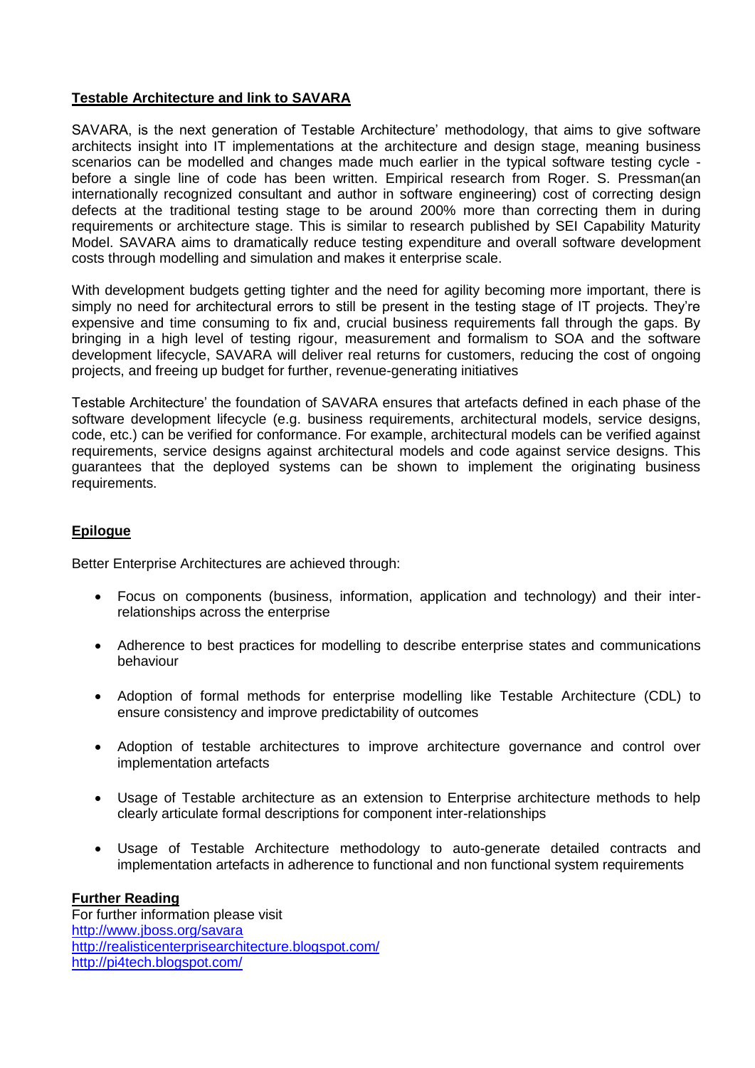## Testable Architecture and link to SAVARA

SAVARA, is the next generation of Testable Architecture' methodology, that aims to give software architects insight into IT implementations at the architecture and design stage, meaning business scenarios can be modelled and changes made much earlier in the typical software testing cycle - before a single line of code has been written. Empirical research from Roger. S. Pressman(an internationally recognized consultant and author in software engineering) cost of correcting design defects at the traditional testing stage to be around 200% more than correcting them in during requirements or architecture stage. This is similar to research published by SEI Capability Maturity Model. SAVARA aims to dramatically reduce testing expenditure and overall software development costs through modelling and simulation and makes it enterprise scale.

With development budgets getting tighter and the need for agility becoming more important, there is simply no need for architectural errors to still be present in the testing stage of IT projects. They're expensive and time consuming to fix and, crucial business requirements fall through the gaps. By bringing in a high level of testing rigour, measurement and formalism to SOA and the software development lifecycle, SAVARA will deliver real returns for customers, reducing the cost of ongoing projects, and freeing up budget for further, revenue-generating initiatives

Testable Architecture' the foundation of SAVARA ensures that artefacts defined in each phase of the software development lifecycle (e.g. business requirements, architectural models, service designs, code, etc.) can be verified for conformance. For example, architectural models can be verified against requirements, service designs against architectural models and code against service designs. This guarantees that the deployed systems can be shown to implement the originating business requirements.

## Epilogue

Better Enterprise Architectures are achieved through:

- Focus on components (business, information, application and technology) and their inter-relationships across the enterprise
- Adherence to best practices for modelling to describe enterprise states and communications behaviour
- Adoption of formal methods for enterprise modelling like Testable Architecture (CDL) to ensure consistency and improve predictability of outcomes
- Adoption of testable architectures to improve architecture governance and control over implementation artefacts
- Usage of Testable architecture as an extension to Enterprise architecture methods to help clearly articulate formal descriptions for component inter-relationships
- Usage of Testable Architecture methodology to auto-generate detailed contracts and implementation artefacts in adherence to functional and non functional system requirements

## Further Reading

For further information please visit
http://www.jboss.org/savara
http://realisticenterprisearchitecture.blogspot.com/
http://pi4tech.blogspot.com/